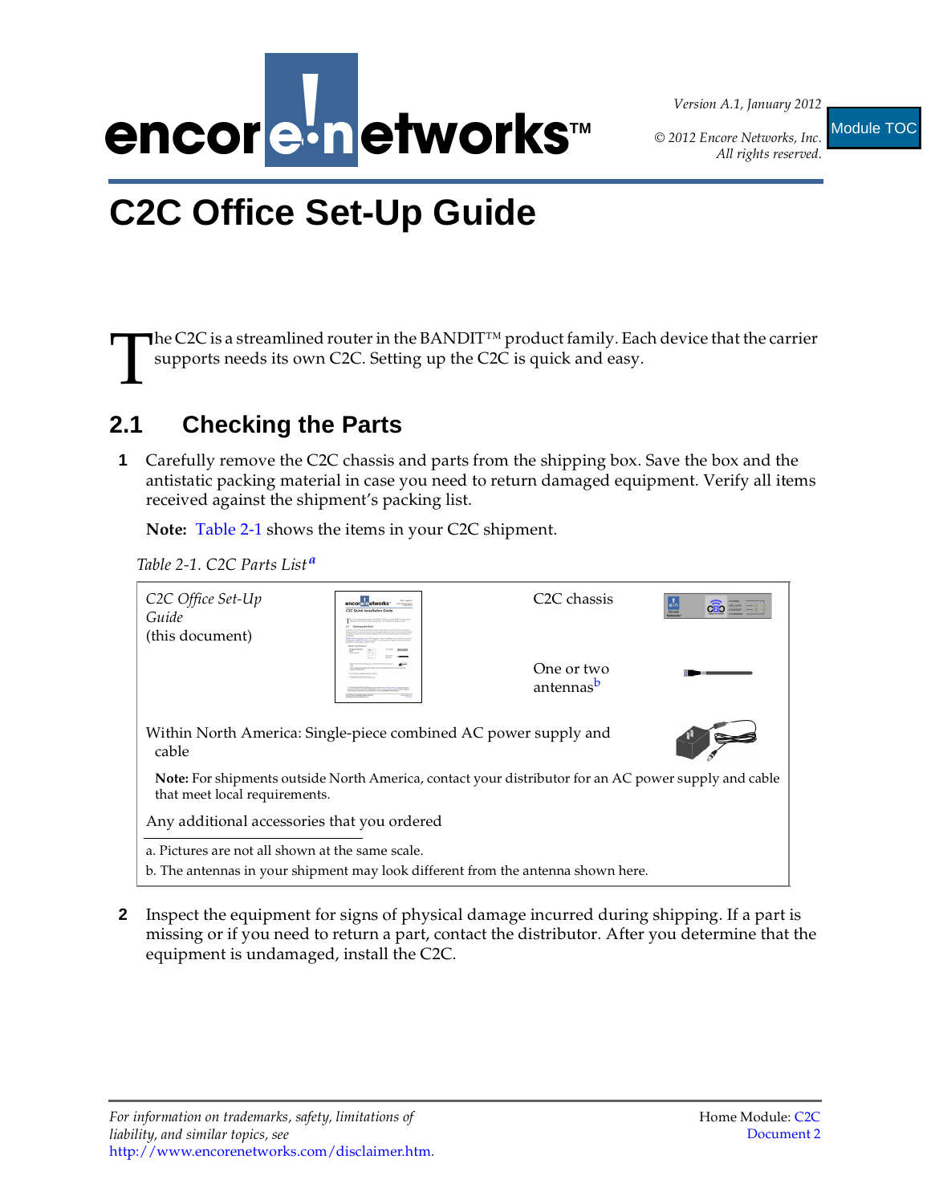Version A.1, January 2012

© 2012 Encore Networks, Inc. All rights reserved.

Module TOC

# C2C Office Set-Up Guide

The C2C is a streamlined router in the BANDIT™ product family. Each device that the carrier supports needs its own C2C. Setting up the C2C is quick and easy.

## 2.1 Checking the Parts

**1** Carefully remove the C2C chassis and parts from the shipping box. Save the box and the antistatic packing material in case you need to return damaged equipment. Verify all items received against the shipment's packing list.

**Note:** Table 2-1 shows the items in your C2C shipment.

*Table 2-1. C2C Parts List*[a]

| | |
|---|---|
| *C2C Office Set-Up Guide* (this document) | C2C chassis |
| | One or two antennas[b] |
| Within North America: Single-piece combined AC power supply and cable | |

**Note:** For shipments outside North America, contact your distributor for an AC power supply and cable that meet local requirements.

Any additional accessories that you ordered

a. Pictures are not all shown at the same scale.

b. The antennas in your shipment may look different from the antenna shown here.

**2** Inspect the equipment for signs of physical damage incurred during shipping. If a part is missing or if you need to return a part, contact the distributor. After you determine that the equipment is undamaged, install the C2C.

*For information on trademarks, safety, limitations of liability, and similar topics, see* http://www.encorenetworks.com/disclaimer.htm.

Home Module: C2C Document 2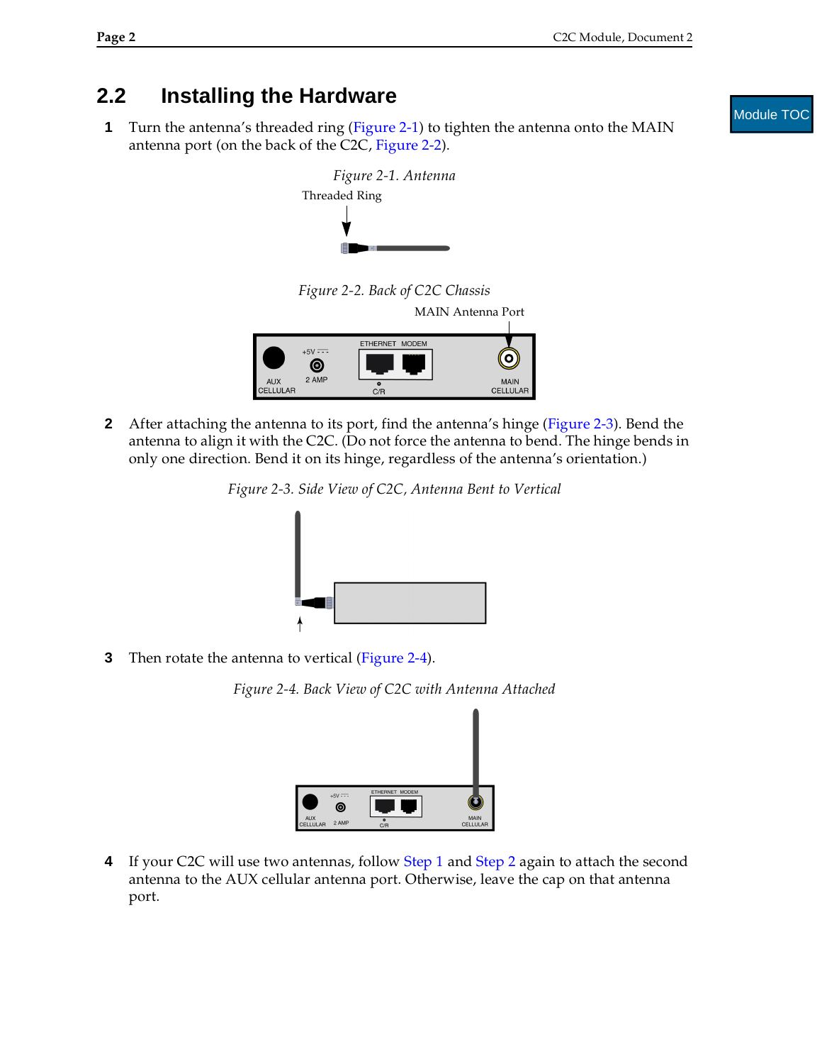## 2.2 Installing the Hardware

**1** Turn the antenna's threaded ring (Figure 2-1) to tighten the antenna onto the MAIN antenna port (on the back of the C2C, Figure 2-2).

*Figure 2-1. Antenna*

Threaded Ring

*Figure 2-2. Back of C2C Chassis*

MAIN Antenna Port

AUX CELLULAR | +5V 2 AMP | ETHERNET MODEM | C/R | MAIN CELLULAR

**2** After attaching the antenna to its port, find the antenna's hinge (Figure 2-3). Bend the antenna to align it with the C2C. (Do not force the antenna to bend. The hinge bends in only one direction. Bend it on its hinge, regardless of the antenna's orientation.)

*Figure 2-3. Side View of C2C, Antenna Bent to Vertical*

**3** Then rotate the antenna to vertical (Figure 2-4).

*Figure 2-4. Back View of C2C with Antenna Attached*

AUX CELLULAR | +5V 2 AMP | ETHERNET MODEM | C/R | MAIN CELLULAR

**4** If your C2C will use two antennas, follow Step 1 and Step 2 again to attach the second antenna to the AUX cellular antenna port. Otherwise, leave the cap on that antenna port.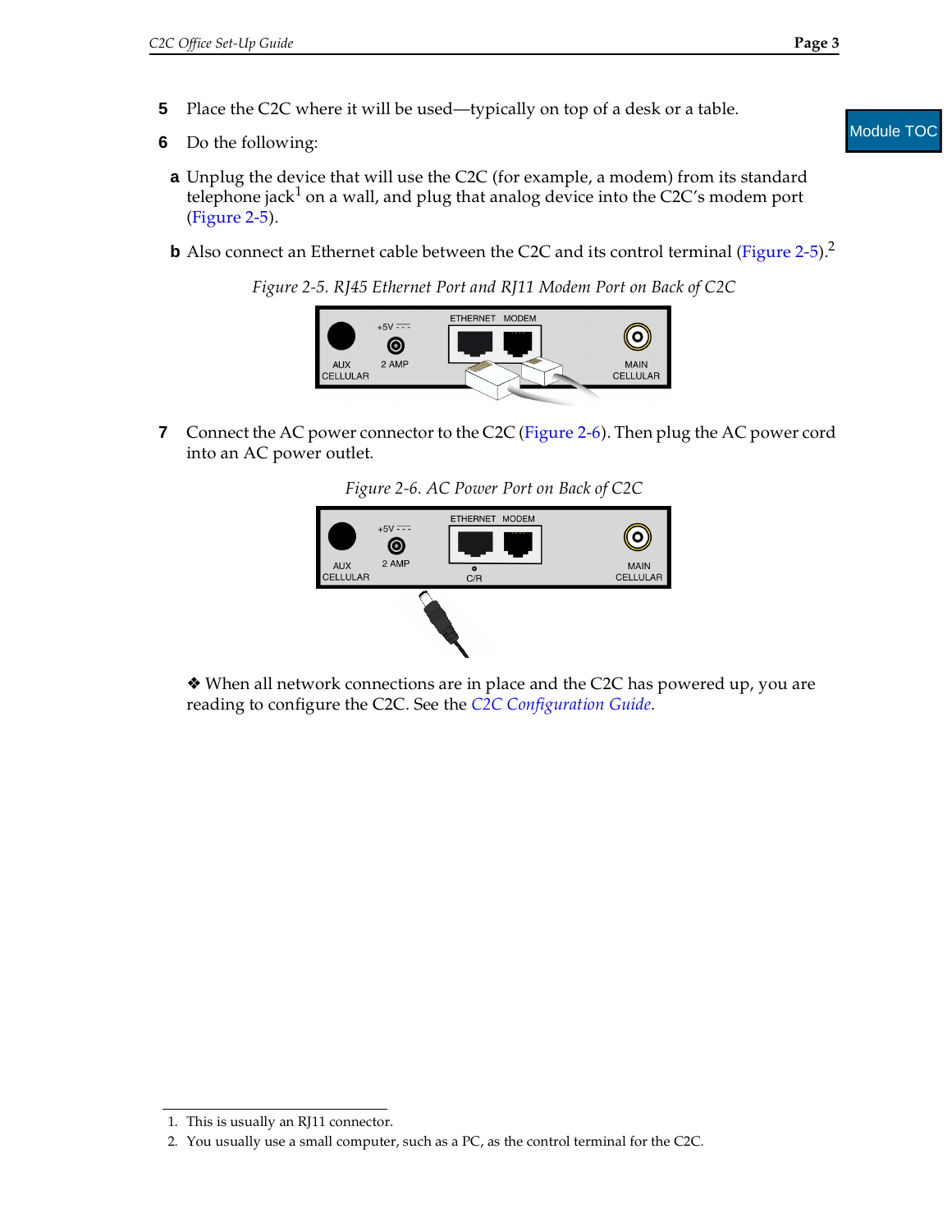5 Place the C2C where it will be used—typically on top of a desk or a table.

6 Do the following:

   a Unplug the device that will use the C2C (for example, a modem) from its standard telephone jack[1] on a wall, and plug that analog device into the C2C's modem port (Figure 2-5).

   b Also connect an Ethernet cable between the C2C and its control terminal (Figure 2-5).[2]

*Figure 2-5. RJ45 Ethernet Port and RJ11 Modem Port on Back of C2C*

7 Connect the AC power connector to the C2C (Figure 2-6). Then plug the AC power cord into an AC power outlet.

*Figure 2-6. AC Power Port on Back of C2C*

❖ When all network connections are in place and the C2C has powered up, you are reading to configure the C2C. See the *C2C Configuration Guide*.

---

1. This is usually an RJ11 connector.
2. You usually use a small computer, such as a PC, as the control terminal for the C2C.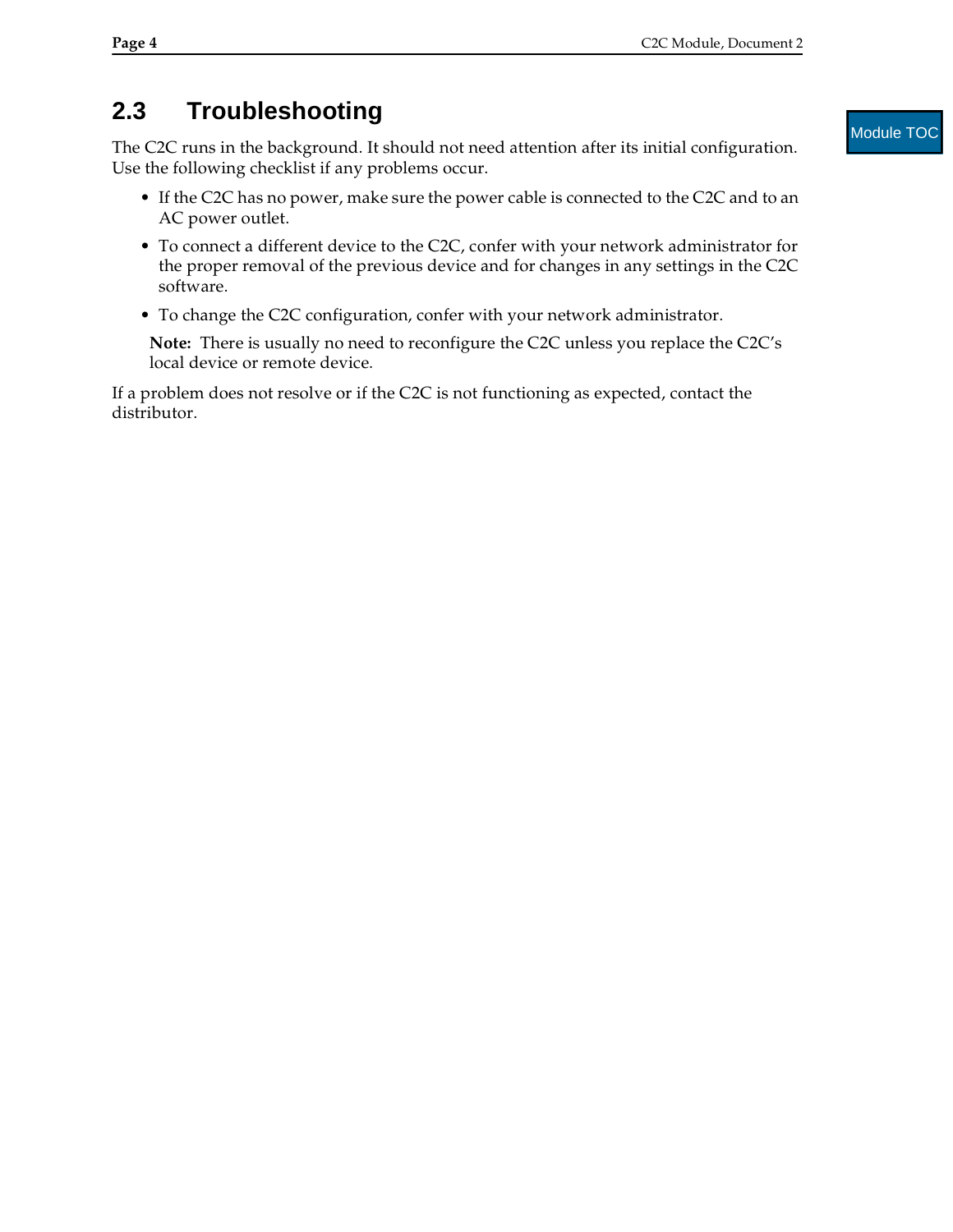## 2.3 Troubleshooting

The C2C runs in the background. It should not need attention after its initial configuration. Use the following checklist if any problems occur.

- If the C2C has no power, make sure the power cable is connected to the C2C and to an AC power outlet.
- To connect a different device to the C2C, confer with your network administrator for the proper removal of the previous device and for changes in any settings in the C2C software.
- To change the C2C configuration, confer with your network administrator.

  **Note:** There is usually no need to reconfigure the C2C unless you replace the C2C's local device or remote device.

If a problem does not resolve or if the C2C is not functioning as expected, contact the distributor.